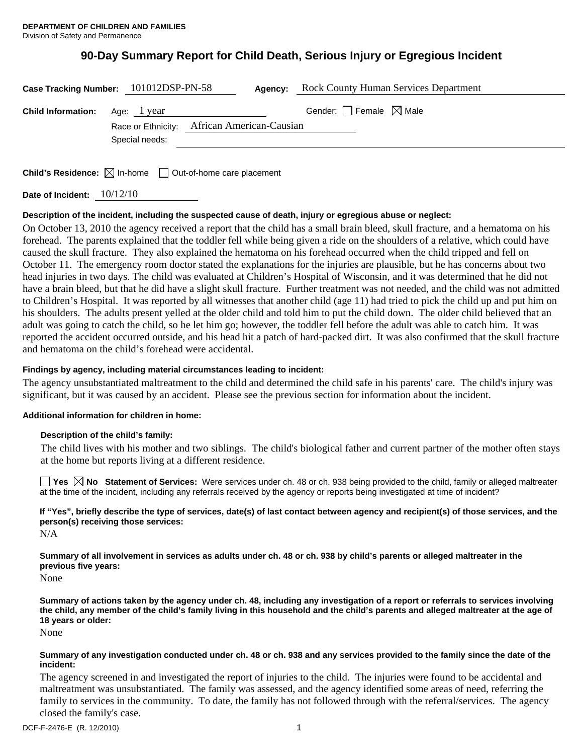**DEPARTMENT OF CHILDREN AND FAMILIES**
Division of Safety and Permanence

# 90-Day Summary Report for Child Death, Serious Injury or Egregious Incident

**Case Tracking Number:** 101012DSP-PN-58 **Agency:** Rock County Human Services Department

**Child Information:** Age: 1 year Gender: ☐ Female ☒ Male

Race or Ethnicity: African American-Causian

Special needs:

**Child's Residence:** ☒ In-home ☐ Out-of-home care placement

**Date of Incident:** 10/12/10

**Description of the incident, including the suspected cause of death, injury or egregious abuse or neglect:**

On October 13, 2010 the agency received a report that the child has a small brain bleed, skull fracture, and a hematoma on his forehead. The parents explained that the toddler fell while being given a ride on the shoulders of a relative, which could have caused the skull fracture. They also explained the hematoma on his forehead occurred when the child tripped and fell on October 11. The emergency room doctor stated the explanations for the injuries are plausible, but he has concerns about two head injuries in two days. The child was evaluated at Children's Hospital of Wisconsin, and it was determined that he did not have a brain bleed, but that he did have a slight skull fracture. Further treatment was not needed, and the child was not admitted to Children's Hospital. It was reported by all witnesses that another child (age 11) had tried to pick the child up and put him on his shoulders. The adults present yelled at the older child and told him to put the child down. The older child believed that an adult was going to catch the child, so he let him go; however, the toddler fell before the adult was able to catch him. It was reported the accident occurred outside, and his head hit a patch of hard-packed dirt. It was also confirmed that the skull fracture and hematoma on the child's forehead were accidental.

**Findings by agency, including material circumstances leading to incident:**

The agency unsubstantiated maltreatment to the child and determined the child safe in his parents' care. The child's injury was significant, but it was caused by an accident. Please see the previous section for information about the incident.

**Additional information for children in home:**

**Description of the child's family:**

The child lives with his mother and two siblings. The child's biological father and current partner of the mother often stays at the home but reports living at a different residence.

☐ **Yes** ☒ **No** **Statement of Services:** Were services under ch. 48 or ch. 938 being provided to the child, family or alleged maltreater at the time of the incident, including any referrals received by the agency or reports being investigated at time of incident?

**If "Yes", briefly describe the type of services, date(s) of last contact between agency and recipient(s) of those services, and the person(s) receiving those services:**

N/A

**Summary of all involvement in services as adults under ch. 48 or ch. 938 by child's parents or alleged maltreater in the previous five years:**

None

**Summary of actions taken by the agency under ch. 48, including any investigation of a report or referrals to services involving the child, any member of the child's family living in this household and the child's parents and alleged maltreater at the age of 18 years or older:**

None

**Summary of any investigation conducted under ch. 48 or ch. 938 and any services provided to the family since the date of the incident:**

The agency screened in and investigated the report of injuries to the child. The injuries were found to be accidental and maltreatment was unsubstantiated. The family was assessed, and the agency identified some areas of need, referring the family to services in the community. To date, the family has not followed through with the referral/services. The agency closed the family's case.

DCF-F-2476-E (R. 12/2010)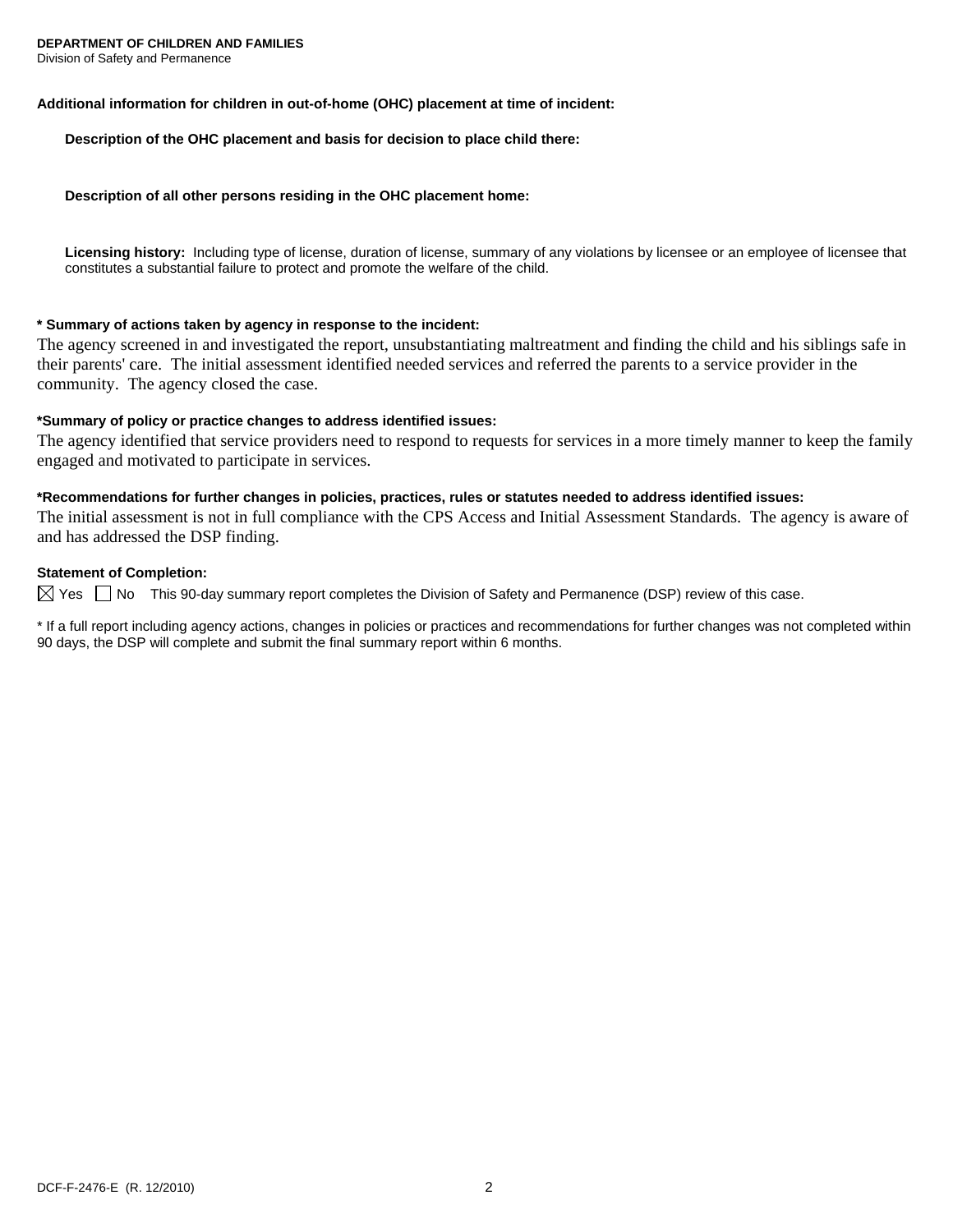**DEPARTMENT OF CHILDREN AND FAMILIES**
Division of Safety and Permanence

**Additional information for children in out-of-home (OHC) placement at time of incident:**

**Description of the OHC placement and basis for decision to place child there:**

**Description of all other persons residing in the OHC placement home:**

**Licensing history:** Including type of license, duration of license, summary of any violations by licensee or an employee of licensee that constitutes a substantial failure to protect and promote the welfare of the child.

**\* Summary of actions taken by agency in response to the incident:**

The agency screened in and investigated the report, unsubstantiating maltreatment and finding the child and his siblings safe in their parents' care. The initial assessment identified needed services and referred the parents to a service provider in the community. The agency closed the case.

**\*Summary of policy or practice changes to address identified issues:**

The agency identified that service providers need to respond to requests for services in a more timely manner to keep the family engaged and motivated to participate in services.

**\*Recommendations for further changes in policies, practices, rules or statutes needed to address identified issues:**

The initial assessment is not in full compliance with the CPS Access and Initial Assessment Standards. The agency is aware of and has addressed the DSP finding.

**Statement of Completion:**

☒ Yes ☐ No This 90-day summary report completes the Division of Safety and Permanence (DSP) review of this case.

\* If a full report including agency actions, changes in policies or practices and recommendations for further changes was not completed within 90 days, the DSP will complete and submit the final summary report within 6 months.

DCF-F-2476-E (R. 12/2010)